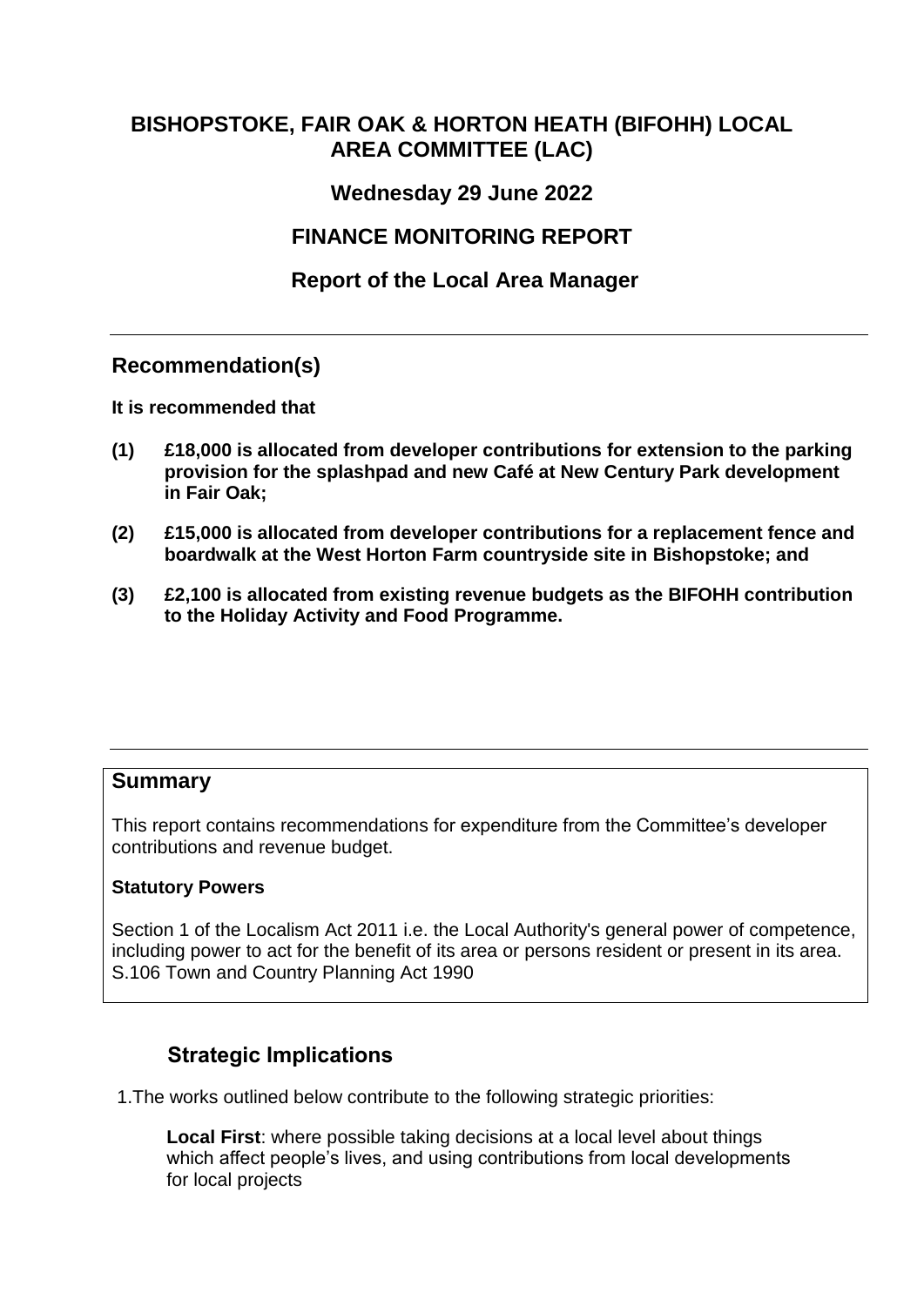# BISHOPSTOKE, FAIR OAK & HORTON HEATH (BIFOHH) LOCAL AREA COMMITTEE (LAC)

## Wednesday 29 June 2022

## FINANCE MONITORING REPORT

## Report of the Local Area Manager

---

## Recommendation(s)

**It is recommended that**

**(1) £18,000 is allocated from developer contributions for extension to the parking provision for the splashpad and new Café at New Century Park development in Fair Oak;**

**(2) £15,000 is allocated from developer contributions for a replacement fence and boardwalk at the West Horton Farm countryside site in Bishopstoke; and**

**(3) £2,100 is allocated from existing revenue budgets as the BIFOHH contribution to the Holiday Activity and Food Programme.**

---

## Summary

This report contains recommendations for expenditure from the Committee's developer contributions and revenue budget.

**Statutory Powers**

Section 1 of the Localism Act 2011 i.e. the Local Authority's general power of competence, including power to act for the benefit of its area or persons resident or present in its area. S.106 Town and Country Planning Act 1990

## Strategic Implications

1. The works outlined below contribute to the following strategic priorities:

**Local First**: where possible taking decisions at a local level about things which affect people's lives, and using contributions from local developments for local projects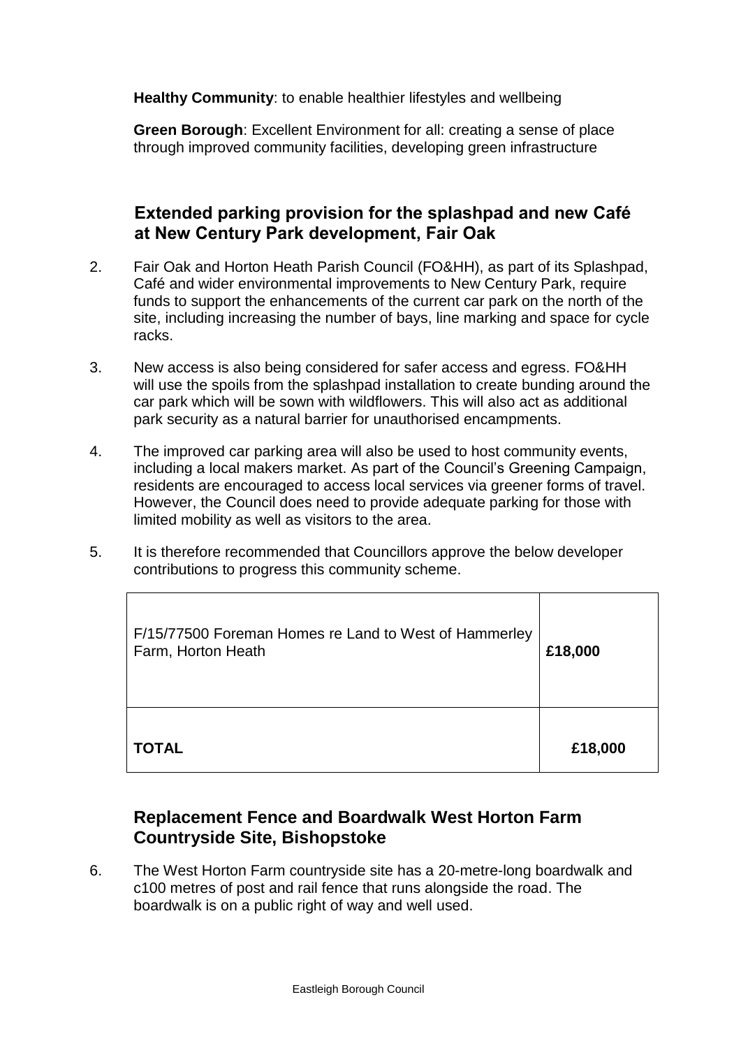**Healthy Community**: to enable healthier lifestyles and wellbeing

**Green Borough**: Excellent Environment for all: creating a sense of place through improved community facilities, developing green infrastructure

## Extended parking provision for the splashpad and new Café at New Century Park development, Fair Oak

2. Fair Oak and Horton Heath Parish Council (FO&HH), as part of its Splashpad, Café and wider environmental improvements to New Century Park, require funds to support the enhancements of the current car park on the north of the site, including increasing the number of bays, line marking and space for cycle racks.

3. New access is also being considered for safer access and egress. FO&HH will use the spoils from the splashpad installation to create bunding around the car park which will be sown with wildflowers. This will also act as additional park security as a natural barrier for unauthorised encampments.

4. The improved car parking area will also be used to host community events, including a local makers market. As part of the Council's Greening Campaign, residents are encouraged to access local services via greener forms of travel. However, the Council does need to provide adequate parking for those with limited mobility as well as visitors to the area.

5. It is therefore recommended that Councillors approve the below developer contributions to progress this community scheme.

| | |
|---|---|
| F/15/77500 Foreman Homes re Land to West of Hammerley Farm, Horton Heath | **£18,000** |
| **TOTAL** | **£18,000** |

## Replacement Fence and Boardwalk West Horton Farm Countryside Site, Bishopstoke

6. The West Horton Farm countryside site has a 20-metre-long boardwalk and c100 metres of post and rail fence that runs alongside the road. The boardwalk is on a public right of way and well used.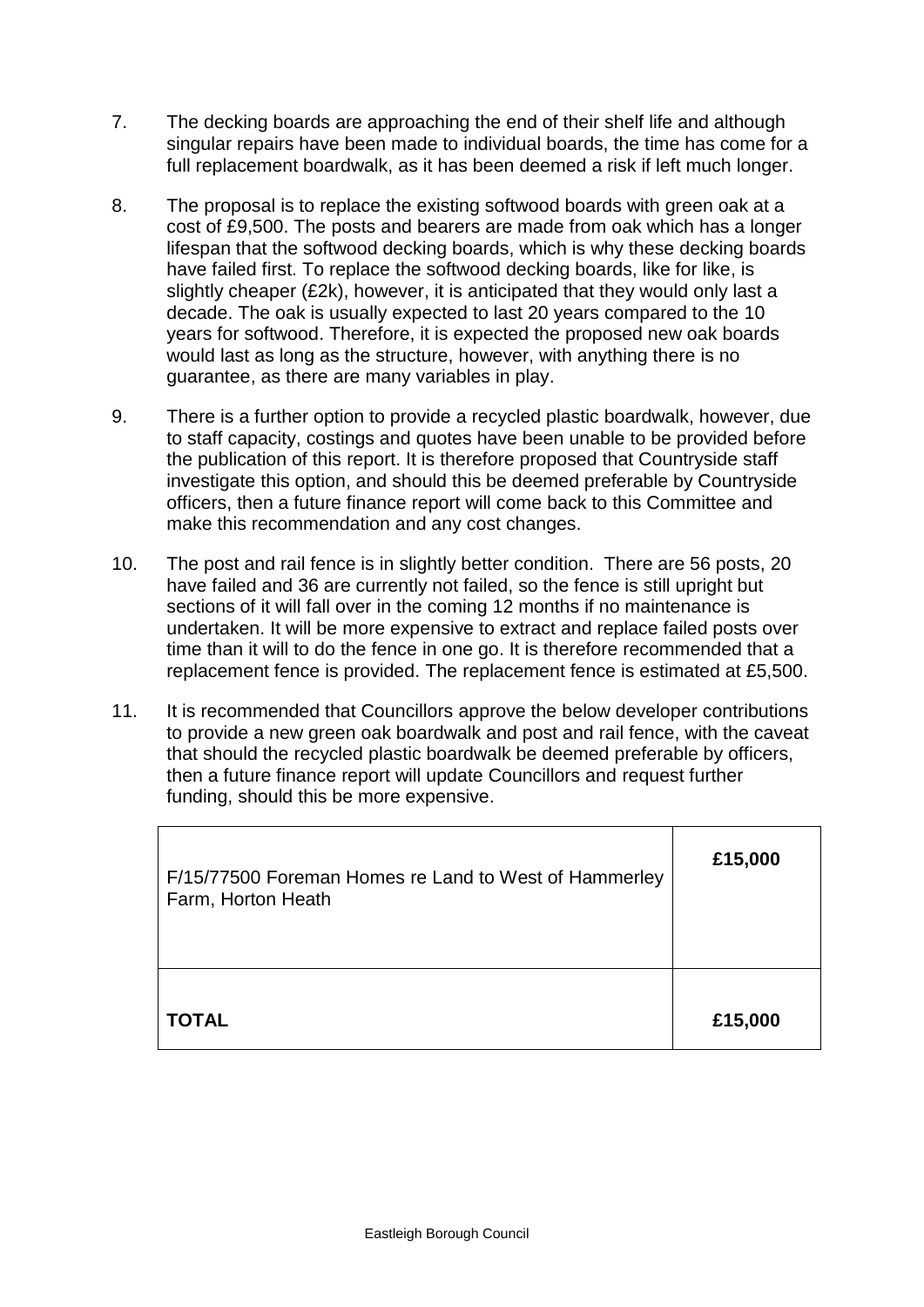7. The decking boards are approaching the end of their shelf life and although singular repairs have been made to individual boards, the time has come for a full replacement boardwalk, as it has been deemed a risk if left much longer.

8. The proposal is to replace the existing softwood boards with green oak at a cost of £9,500. The posts and bearers are made from oak which has a longer lifespan that the softwood decking boards, which is why these decking boards have failed first. To replace the softwood decking boards, like for like, is slightly cheaper (£2k), however, it is anticipated that they would only last a decade. The oak is usually expected to last 20 years compared to the 10 years for softwood. Therefore, it is expected the proposed new oak boards would last as long as the structure, however, with anything there is no guarantee, as there are many variables in play.

9. There is a further option to provide a recycled plastic boardwalk, however, due to staff capacity, costings and quotes have been unable to be provided before the publication of this report. It is therefore proposed that Countryside staff investigate this option, and should this be deemed preferable by Countryside officers, then a future finance report will come back to this Committee and make this recommendation and any cost changes.

10. The post and rail fence is in slightly better condition. There are 56 posts, 20 have failed and 36 are currently not failed, so the fence is still upright but sections of it will fall over in the coming 12 months if no maintenance is undertaken. It will be more expensive to extract and replace failed posts over time than it will to do the fence in one go. It is therefore recommended that a replacement fence is provided. The replacement fence is estimated at £5,500.

11. It is recommended that Councillors approve the below developer contributions to provide a new green oak boardwalk and post and rail fence, with the caveat that should the recycled plastic boardwalk be deemed preferable by officers, then a future finance report will update Councillors and request further funding, should this be more expensive.

| | |
|---|---|
| F/15/77500 Foreman Homes re Land to West of Hammerley Farm, Horton Heath | **£15,000** |
| **TOTAL** | **£15,000** |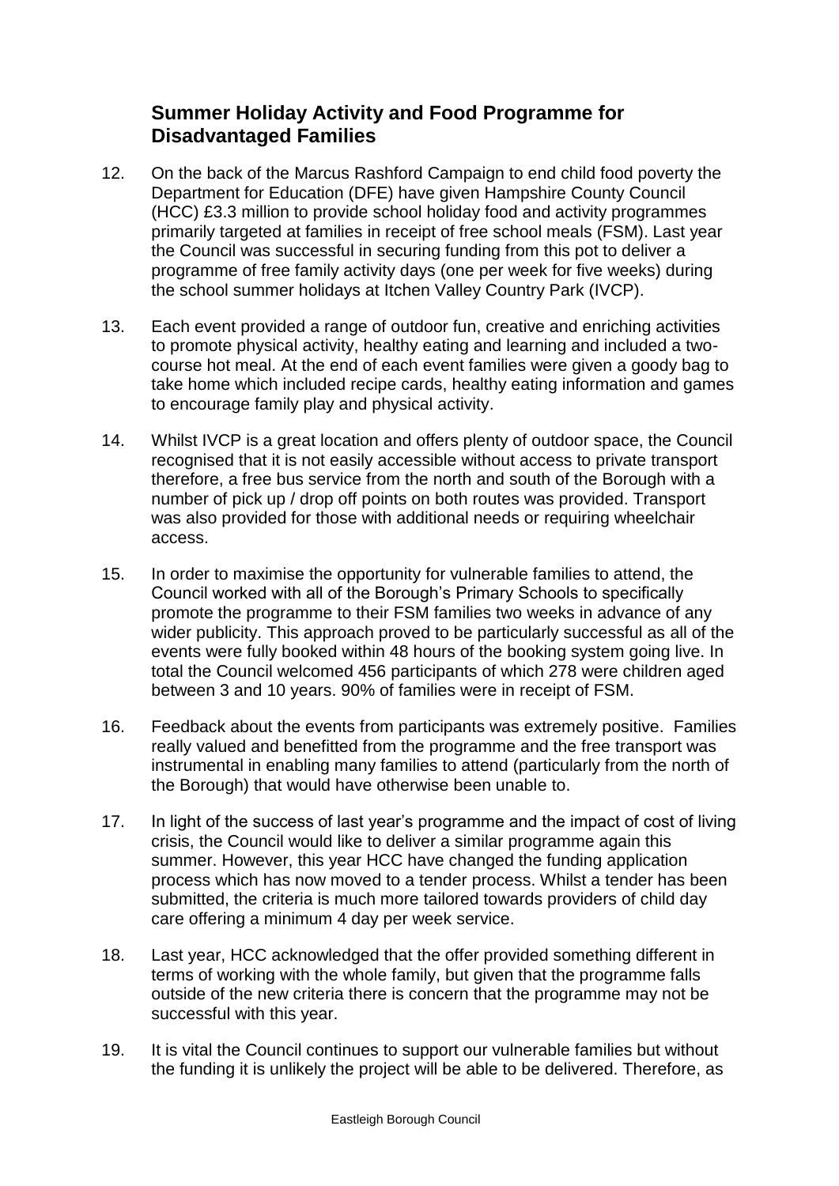## Summer Holiday Activity and Food Programme for Disadvantaged Families

12. On the back of the Marcus Rashford Campaign to end child food poverty the Department for Education (DFE) have given Hampshire County Council (HCC) £3.3 million to provide school holiday food and activity programmes primarily targeted at families in receipt of free school meals (FSM). Last year the Council was successful in securing funding from this pot to deliver a programme of free family activity days (one per week for five weeks) during the school summer holidays at Itchen Valley Country Park (IVCP).

13. Each event provided a range of outdoor fun, creative and enriching activities to promote physical activity, healthy eating and learning and included a two-course hot meal. At the end of each event families were given a goody bag to take home which included recipe cards, healthy eating information and games to encourage family play and physical activity.

14. Whilst IVCP is a great location and offers plenty of outdoor space, the Council recognised that it is not easily accessible without access to private transport therefore, a free bus service from the north and south of the Borough with a number of pick up / drop off points on both routes was provided. Transport was also provided for those with additional needs or requiring wheelchair access.

15. In order to maximise the opportunity for vulnerable families to attend, the Council worked with all of the Borough's Primary Schools to specifically promote the programme to their FSM families two weeks in advance of any wider publicity. This approach proved to be particularly successful as all of the events were fully booked within 48 hours of the booking system going live. In total the Council welcomed 456 participants of which 278 were children aged between 3 and 10 years. 90% of families were in receipt of FSM.

16. Feedback about the events from participants was extremely positive. Families really valued and benefitted from the programme and the free transport was instrumental in enabling many families to attend (particularly from the north of the Borough) that would have otherwise been unable to.

17. In light of the success of last year's programme and the impact of cost of living crisis, the Council would like to deliver a similar programme again this summer. However, this year HCC have changed the funding application process which has now moved to a tender process. Whilst a tender has been submitted, the criteria is much more tailored towards providers of child day care offering a minimum 4 day per week service.

18. Last year, HCC acknowledged that the offer provided something different in terms of working with the whole family, but given that the programme falls outside of the new criteria there is concern that the programme may not be successful with this year.

19. It is vital the Council continues to support our vulnerable families but without the funding it is unlikely the project will be able to be delivered. Therefore, as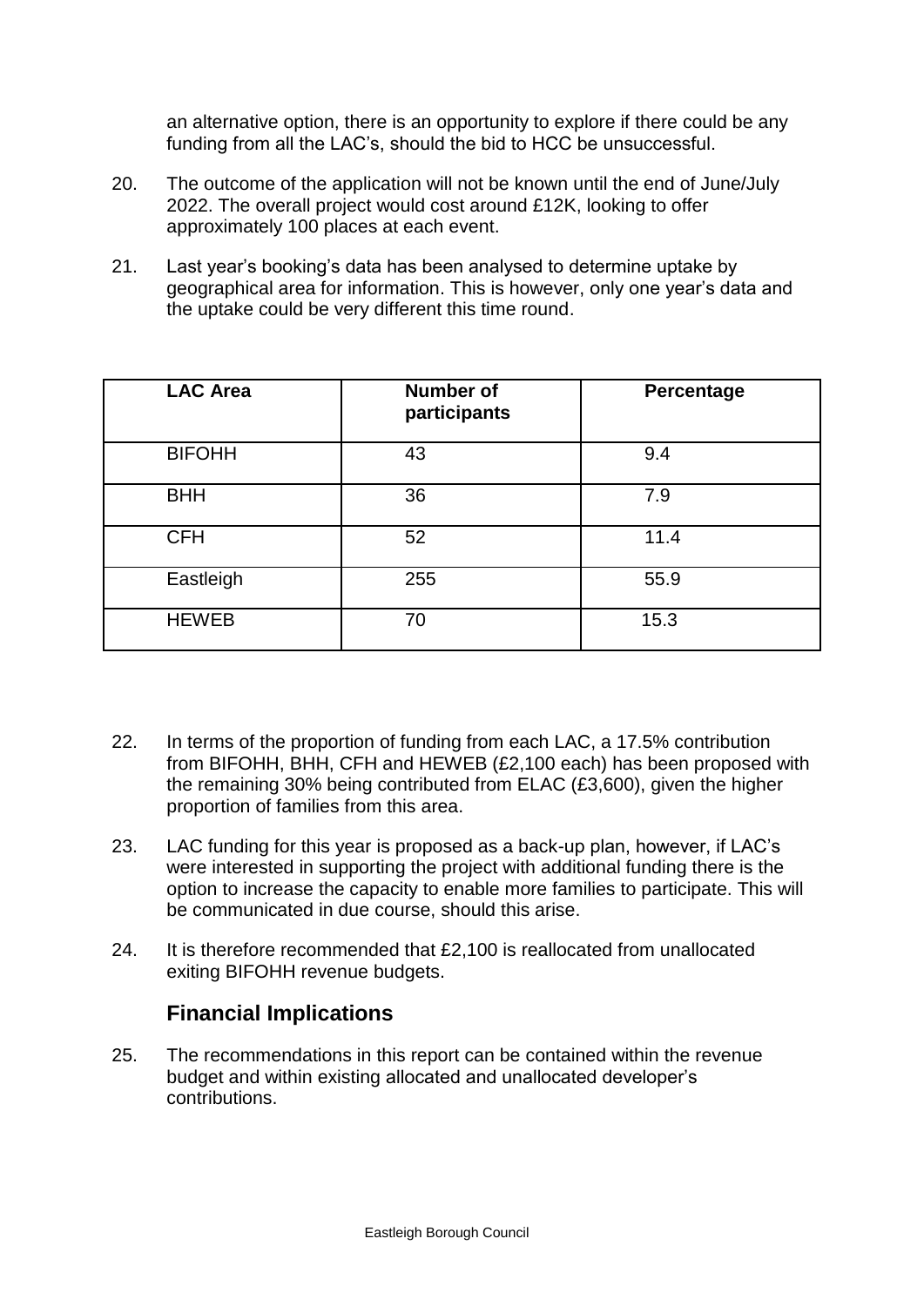an alternative option, there is an opportunity to explore if there could be any funding from all the LAC's, should the bid to HCC be unsuccessful.

20. The outcome of the application will not be known until the end of June/July 2022. The overall project would cost around £12K, looking to offer approximately 100 places at each event.

21. Last year's booking's data has been analysed to determine uptake by geographical area for information. This is however, only one year's data and the uptake could be very different this time round.

| LAC Area | Number of participants | Percentage |
| --- | --- | --- |
| BIFOHH | 43 | 9.4 |
| BHH | 36 | 7.9 |
| CFH | 52 | 11.4 |
| Eastleigh | 255 | 55.9 |
| HEWEB | 70 | 15.3 |

22. In terms of the proportion of funding from each LAC, a 17.5% contribution from BIFOHH, BHH, CFH and HEWEB (£2,100 each) has been proposed with the remaining 30% being contributed from ELAC (£3,600), given the higher proportion of families from this area.

23. LAC funding for this year is proposed as a back-up plan, however, if LAC's were interested in supporting the project with additional funding there is the option to increase the capacity to enable more families to participate. This will be communicated in due course, should this arise.

24. It is therefore recommended that £2,100 is reallocated from unallocated exiting BIFOHH revenue budgets.

## Financial Implications

25. The recommendations in this report can be contained within the revenue budget and within existing allocated and unallocated developer's contributions.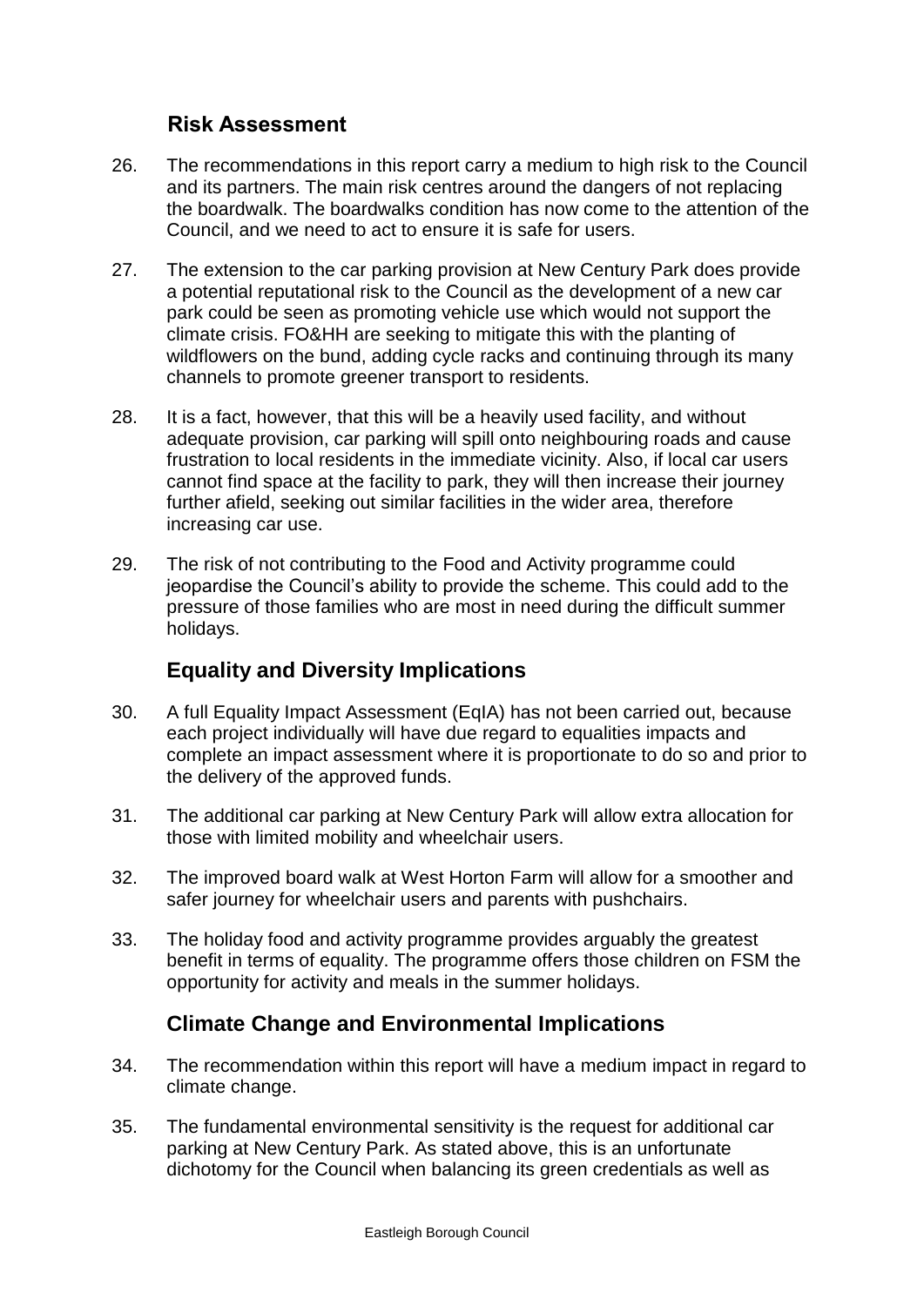## Risk Assessment

26. The recommendations in this report carry a medium to high risk to the Council and its partners. The main risk centres around the dangers of not replacing the boardwalk. The boardwalks condition has now come to the attention of the Council, and we need to act to ensure it is safe for users.

27. The extension to the car parking provision at New Century Park does provide a potential reputational risk to the Council as the development of a new car park could be seen as promoting vehicle use which would not support the climate crisis. FO&HH are seeking to mitigate this with the planting of wildflowers on the bund, adding cycle racks and continuing through its many channels to promote greener transport to residents.

28. It is a fact, however, that this will be a heavily used facility, and without adequate provision, car parking will spill onto neighbouring roads and cause frustration to local residents in the immediate vicinity. Also, if local car users cannot find space at the facility to park, they will then increase their journey further afield, seeking out similar facilities in the wider area, therefore increasing car use.

29. The risk of not contributing to the Food and Activity programme could jeopardise the Council's ability to provide the scheme. This could add to the pressure of those families who are most in need during the difficult summer holidays.

## Equality and Diversity Implications

30. A full Equality Impact Assessment (EqIA) has not been carried out, because each project individually will have due regard to equalities impacts and complete an impact assessment where it is proportionate to do so and prior to the delivery of the approved funds.

31. The additional car parking at New Century Park will allow extra allocation for those with limited mobility and wheelchair users.

32. The improved board walk at West Horton Farm will allow for a smoother and safer journey for wheelchair users and parents with pushchairs.

33. The holiday food and activity programme provides arguably the greatest benefit in terms of equality. The programme offers those children on FSM the opportunity for activity and meals in the summer holidays.

## Climate Change and Environmental Implications

34. The recommendation within this report will have a medium impact in regard to climate change.

35. The fundamental environmental sensitivity is the request for additional car parking at New Century Park. As stated above, this is an unfortunate dichotomy for the Council when balancing its green credentials as well as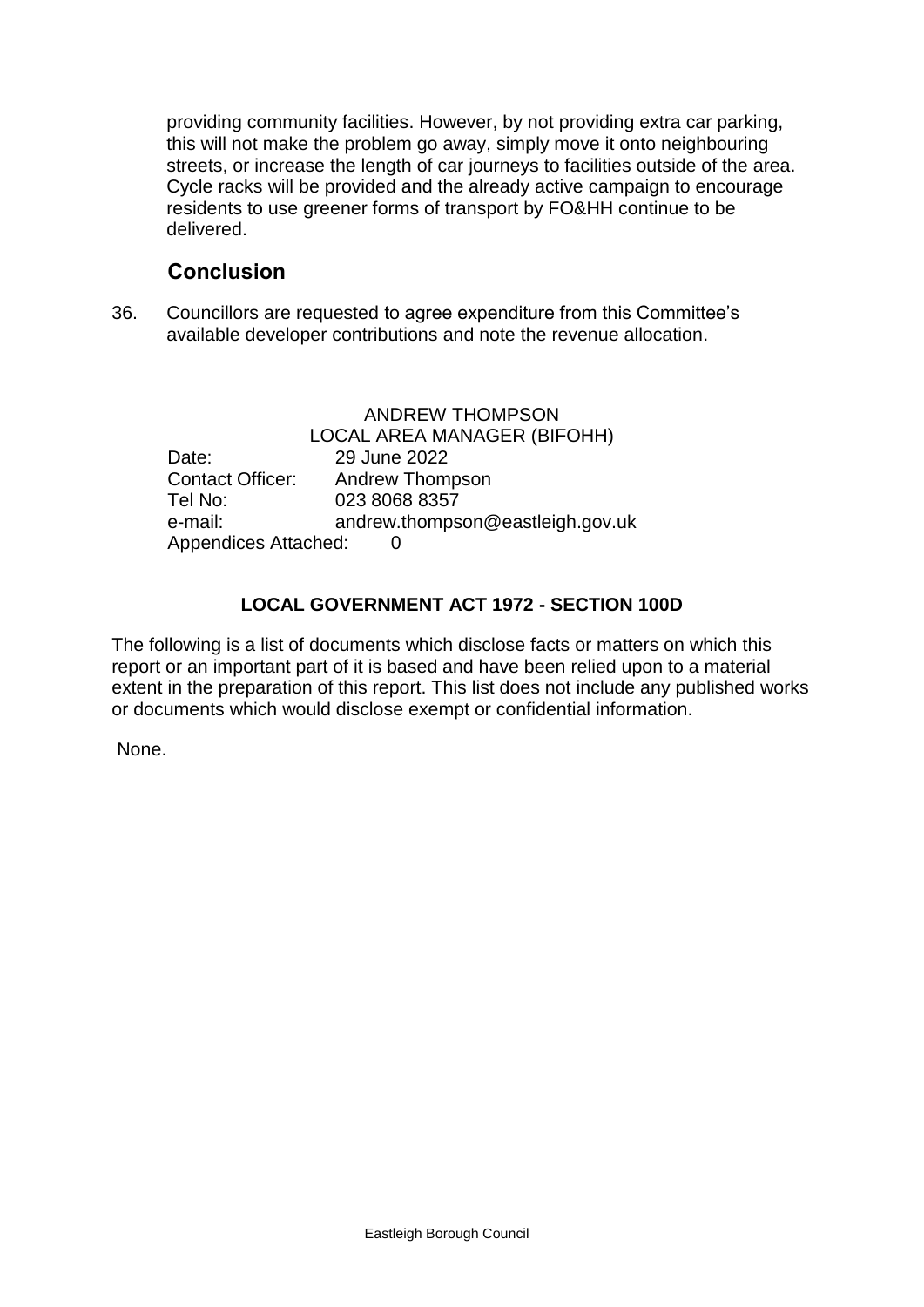providing community facilities. However, by not providing extra car parking, this will not make the problem go away, simply move it onto neighbouring streets, or increase the length of car journeys to facilities outside of the area. Cycle racks will be provided and the already active campaign to encourage residents to use greener forms of transport by FO&HH continue to be delivered.

## Conclusion

36. Councillors are requested to agree expenditure from this Committee's available developer contributions and note the revenue allocation.

ANDREW THOMPSON
LOCAL AREA MANAGER (BIFOHH)

Date: 29 June 2022
Contact Officer: Andrew Thompson
Tel No: 023 8068 8357
e-mail: andrew.thompson@eastleigh.gov.uk
Appendices Attached: 0

**LOCAL GOVERNMENT ACT 1972 - SECTION 100D**

The following is a list of documents which disclose facts or matters on which this report or an important part of it is based and have been relied upon to a material extent in the preparation of this report. This list does not include any published works or documents which would disclose exempt or confidential information.

None.